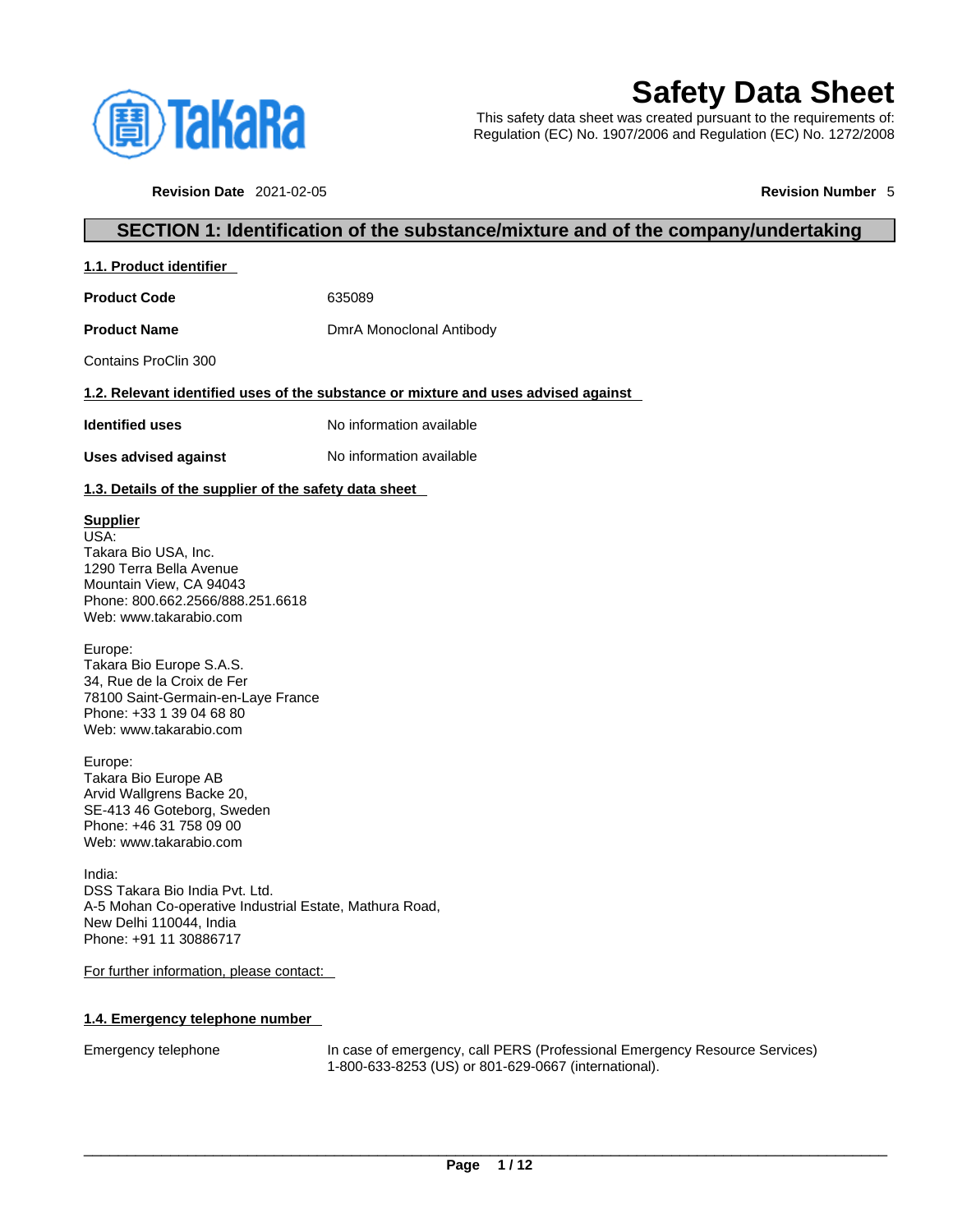# Safety Data Sheet

This safety data sheet was created pursuant to the requirements of:
Regulation (EC) No. 1907/2006 and Regulation (EC) No. 1272/2008

**Revision Date** 2021-02-05 **Revision Number** 5

## SECTION 1: Identification of the substance/mixture and of the company/undertaking

### 1.1. Product identifier

**Product Code** 635089

**Product Name** DmrA Monoclonal Antibody

Contains ProClin 300

### 1.2. Relevant identified uses of the substance or mixture and uses advised against

**Identified uses** No information available

**Uses advised against** No information available

### 1.3. Details of the supplier of the safety data sheet

**Supplier**

USA:
Takara Bio USA, Inc.
1290 Terra Bella Avenue
Mountain View, CA 94043
Phone: 800.662.2566/888.251.6618
Web: www.takarabio.com

Europe:
Takara Bio Europe S.A.S.
34, Rue de la Croix de Fer
78100 Saint-Germain-en-Laye France
Phone: +33 1 39 04 68 80
Web: www.takarabio.com

Europe:
Takara Bio Europe AB
Arvid Wallgrens Backe 20,
SE-413 46 Goteborg, Sweden
Phone: +46 31 758 09 00
Web: www.takarabio.com

India:
DSS Takara Bio India Pvt. Ltd.
A-5 Mohan Co-operative Industrial Estate, Mathura Road,
New Delhi 110044, India
Phone: +91 11 30886717

For further information, please contact:

### 1.4. Emergency telephone number

Emergency telephone In case of emergency, call PERS (Professional Emergency Resource Services) 1-800-633-8253 (US) or 801-629-0667 (international).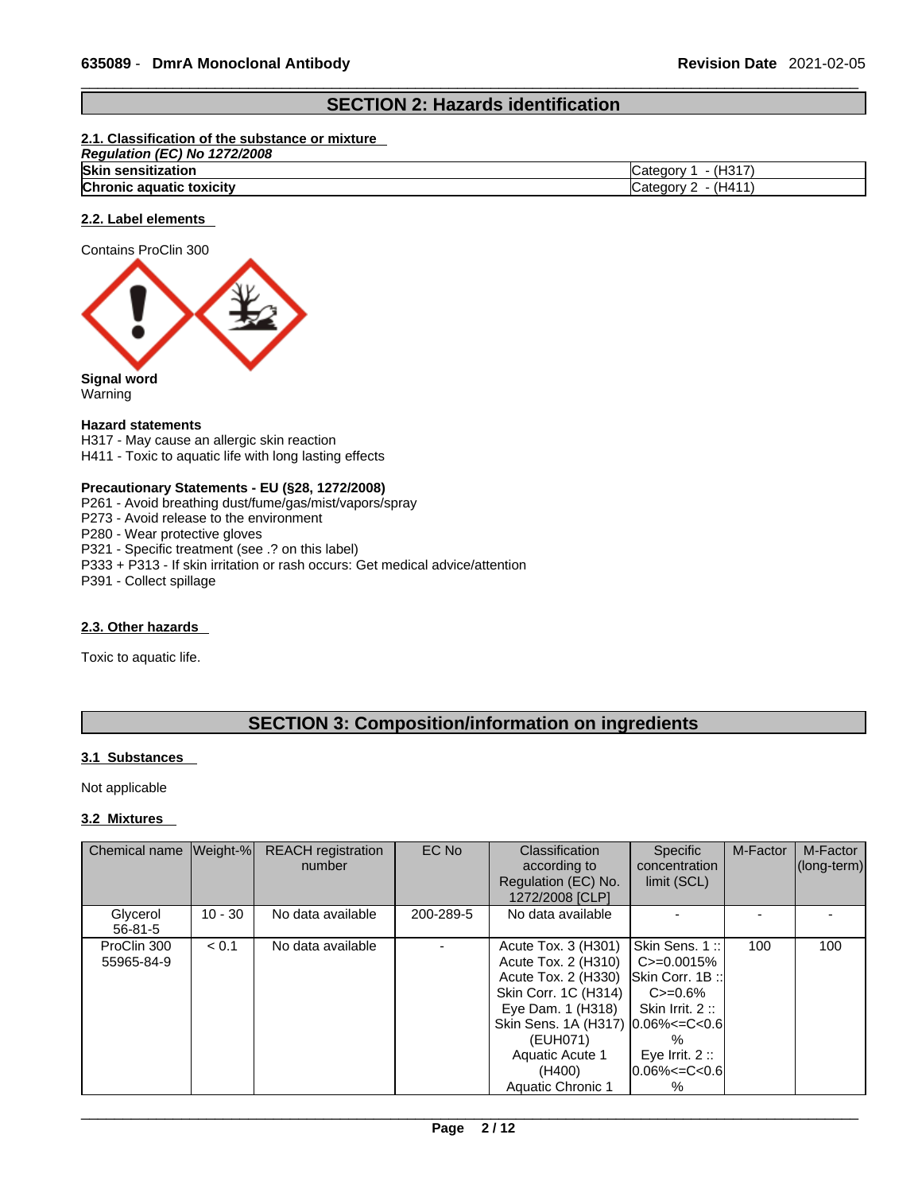## SECTION 2: Hazards identification

### 2.1. Classification of the substance or mixture

*Regulation (EC) No 1272/2008*

| | |
|---|---|
| **Skin sensitization** | Category 1 - (H317) |
| **Chronic aquatic toxicity** | Category 2 - (H411) |

### 2.2. Label elements

Contains ProClin 300

**Signal word**
Warning

**Hazard statements**
H317 - May cause an allergic skin reaction
H411 - Toxic to aquatic life with long lasting effects

**Precautionary Statements - EU (§28, 1272/2008)**
P261 - Avoid breathing dust/fume/gas/mist/vapors/spray
P273 - Avoid release to the environment
P280 - Wear protective gloves
P321 - Specific treatment (see .? on this label)
P333 + P313 - If skin irritation or rash occurs: Get medical advice/attention
P391 - Collect spillage

### 2.3. Other hazards

Toxic to aquatic life.

## SECTION 3: Composition/information on ingredients

### 3.1 Substances

Not applicable

### 3.2 Mixtures

| Chemical name | Weight-% | REACH registration number | EC No | Classification according to Regulation (EC) No. 1272/2008 [CLP] | Specific concentration limit (SCL) | M-Factor | M-Factor (long-term) |
|---|---|---|---|---|---|---|---|
| Glycerol 56-81-5 | 10 - 30 | No data available | 200-289-5 | No data available | - | - | - |
| ProClin 300 55965-84-9 | < 0.1 | No data available | - | Acute Tox. 3 (H301) Acute Tox. 2 (H310) Acute Tox. 2 (H330) Skin Corr. 1C (H314) Eye Dam. 1 (H318) Skin Sens. 1A (H317) (EUH071) Aquatic Acute 1 (H400) Aquatic Chronic 1 | Skin Sens. 1 :: C>=0.0015% Skin Corr. 1B :: C>=0.6% Skin Irrit. 2 :: 0.06%<=C<0.6% Eye Irrit. 2 :: 0.06%<=C<0.6% | 100 | 100 |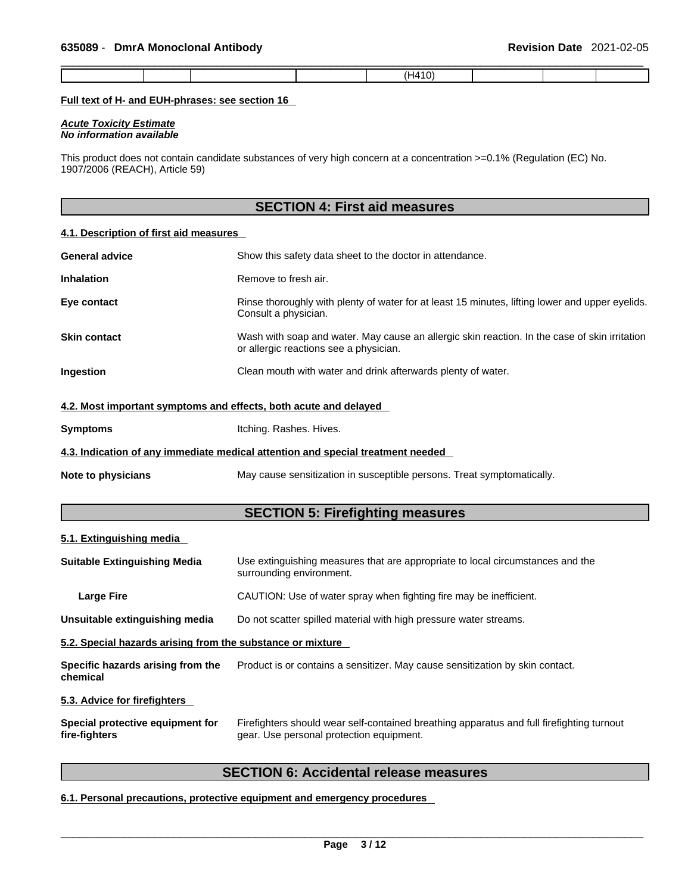| | | | | (H410) | | | |
|---|---|---|---|---|---|---|---|

**Full text of H- and EUH-phrases: see section 16**

***Acute Toxicity Estimate***
***No information available***

This product does not contain candidate substances of very high concern at a concentration >=0.1% (Regulation (EC) No. 1907/2006 (REACH), Article 59)

## SECTION 4: First aid measures

### 4.1. Description of first aid measures

**General advice** Show this safety data sheet to the doctor in attendance.

**Inhalation** Remove to fresh air.

**Eye contact** Rinse thoroughly with plenty of water for at least 15 minutes, lifting lower and upper eyelids. Consult a physician.

**Skin contact** Wash with soap and water. May cause an allergic skin reaction. In the case of skin irritation or allergic reactions see a physician.

**Ingestion** Clean mouth with water and drink afterwards plenty of water.

### 4.2. Most important symptoms and effects, both acute and delayed

**Symptoms** Itching. Rashes. Hives.

### 4.3. Indication of any immediate medical attention and special treatment needed

**Note to physicians** May cause sensitization in susceptible persons. Treat symptomatically.

## SECTION 5: Firefighting measures

### 5.1. Extinguishing media

**Suitable Extinguishing Media** Use extinguishing measures that are appropriate to local circumstances and the surrounding environment.

**Large Fire** CAUTION: Use of water spray when fighting fire may be inefficient.

**Unsuitable extinguishing media** Do not scatter spilled material with high pressure water streams.

### 5.2. Special hazards arising from the substance or mixture

**Specific hazards arising from the chemical** Product is or contains a sensitizer. May cause sensitization by skin contact.

### 5.3. Advice for firefighters

**Special protective equipment for fire-fighters** Firefighters should wear self-contained breathing apparatus and full firefighting turnout gear. Use personal protection equipment.

## SECTION 6: Accidental release measures

### 6.1. Personal precautions, protective equipment and emergency procedures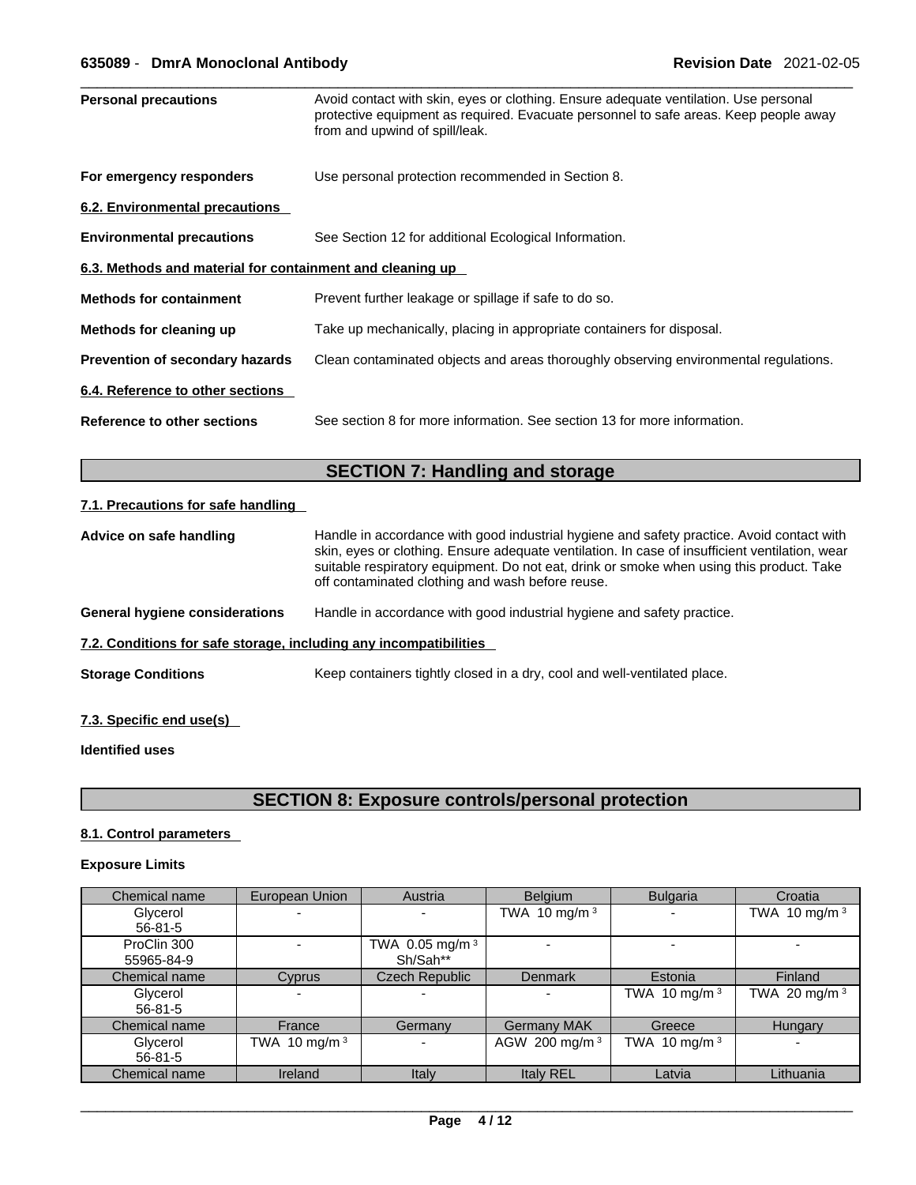| | |
|---|---|
| **Personal precautions** | Avoid contact with skin, eyes or clothing. Ensure adequate ventilation. Use personal protective equipment as required. Evacuate personnel to safe areas. Keep people away from and upwind of spill/leak. |
| **For emergency responders** | Use personal protection recommended in Section 8. |

### 6.2. Environmental precautions

| | |
|---|---|
| **Environmental precautions** | See Section 12 for additional Ecological Information. |

### 6.3. Methods and material for containment and cleaning up

| | |
|---|---|
| **Methods for containment** | Prevent further leakage or spillage if safe to do so. |
| **Methods for cleaning up** | Take up mechanically, placing in appropriate containers for disposal. |
| **Prevention of secondary hazards** | Clean contaminated objects and areas thoroughly observing environmental regulations. |

### 6.4. Reference to other sections

| | |
|---|---|
| **Reference to other sections** | See section 8 for more information. See section 13 for more information. |

## SECTION 7: Handling and storage

### 7.1. Precautions for safe handling

| | |
|---|---|
| **Advice on safe handling** | Handle in accordance with good industrial hygiene and safety practice. Avoid contact with skin, eyes or clothing. Ensure adequate ventilation. In case of insufficient ventilation, wear suitable respiratory equipment. Do not eat, drink or smoke when using this product. Take off contaminated clothing and wash before reuse. |
| **General hygiene considerations** | Handle in accordance with good industrial hygiene and safety practice. |

### 7.2. Conditions for safe storage, including any incompatibilities

| | |
|---|---|
| **Storage Conditions** | Keep containers tightly closed in a dry, cool and well-ventilated place. |

### 7.3. Specific end use(s)

**Identified uses**

## SECTION 8: Exposure controls/personal protection

### 8.1. Control parameters

**Exposure Limits**

| Chemical name | European Union | Austria | Belgium | Bulgaria | Croatia |
|---|---|---|---|---|---|
| Glycerol 56-81-5 | - | - | TWA 10 mg/m³ | - | TWA 10 mg/m³ |
| ProClin 300 55965-84-9 | - | TWA 0.05 mg/m³ Sh/Sah** | - | - | - |
| **Chemical name** | **Cyprus** | **Czech Republic** | **Denmark** | **Estonia** | **Finland** |
| Glycerol 56-81-5 | - | - | - | TWA 10 mg/m³ | TWA 20 mg/m³ |
| **Chemical name** | **France** | **Germany** | **Germany MAK** | **Greece** | **Hungary** |
| Glycerol 56-81-5 | TWA 10 mg/m³ | - | AGW 200 mg/m³ | TWA 10 mg/m³ | - |
| **Chemical name** | **Ireland** | **Italy** | **Italy REL** | **Latvia** | **Lithuania** |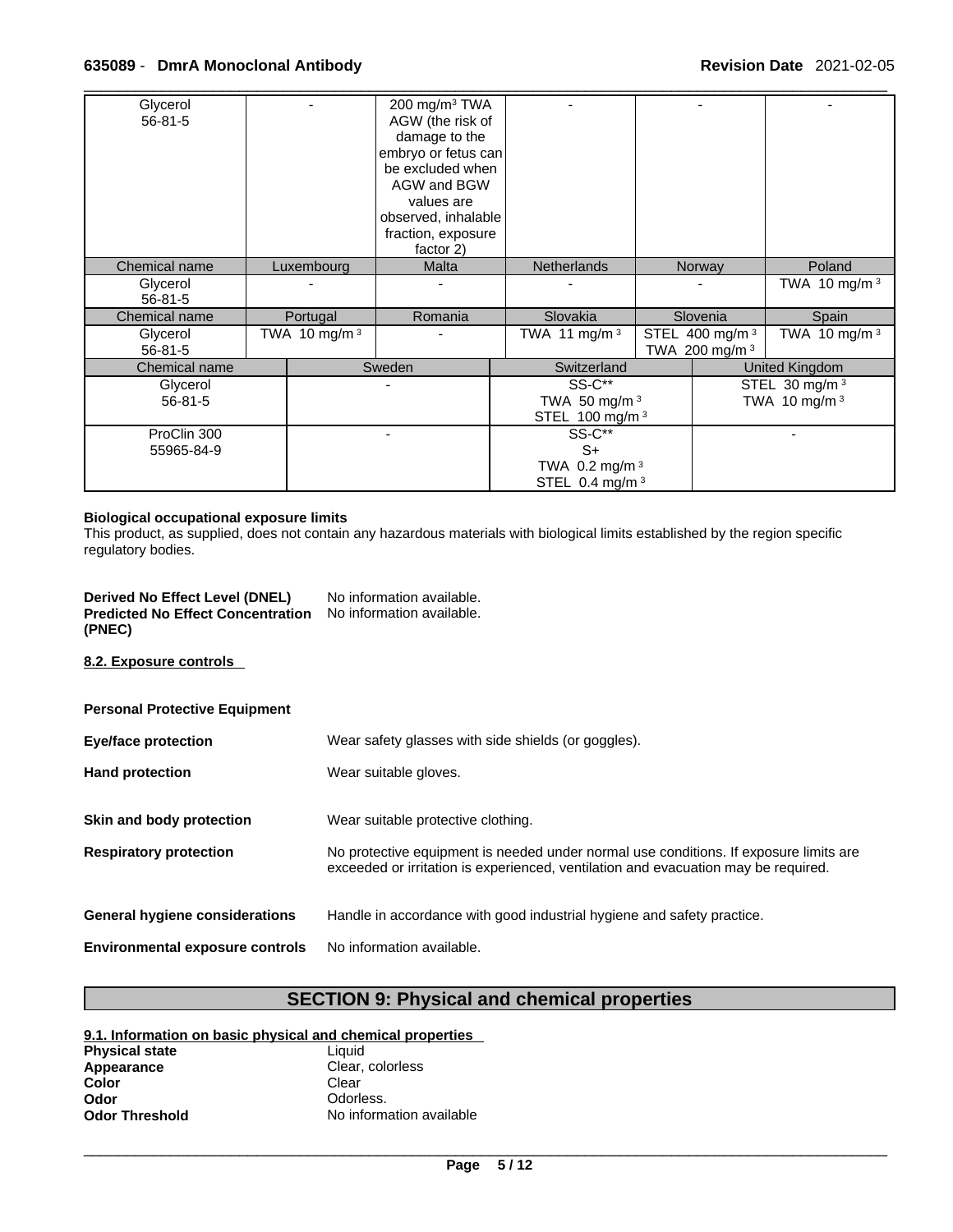| Glycerol<br>56-81-5 | - | 200 mg/m³ TWA AGW (the risk of damage to the embryo or fetus can be excluded when AGW and BGW values are observed, inhalable fraction, exposure factor 2) | - | - | - |
|---|---|---|---|---|---|
| **Chemical name** | **Luxembourg** | **Malta** | **Netherlands** | **Norway** | **Poland** |
| Glycerol<br>56-81-5 | - | - | - | - | TWA 10 mg/m³ |
| **Chemical name** | **Portugal** | **Romania** | **Slovakia** | **Slovenia** | **Spain** |
| Glycerol<br>56-81-5 | TWA 10 mg/m³ | - | TWA 11 mg/m³ | STEL 400 mg/m³<br>TWA 200 mg/m³ | TWA 10 mg/m³ |

| Chemical name | Sweden | Switzerland | United Kingdom |
|---|---|---|---|
| Glycerol<br>56-81-5 | - | SS-C**<br>TWA 50 mg/m³<br>STEL 100 mg/m³ | STEL 30 mg/m³<br>TWA 10 mg/m³ |
| ProClin 300<br>55965-84-9 | - | SS-C**<br>S+<br>TWA 0.2 mg/m³<br>STEL 0.4 mg/m³ | - |

**Biological occupational exposure limits**
This product, as supplied, does not contain any hazardous materials with biological limits established by the region specific regulatory bodies.

**Derived No Effect Level (DNEL)** No information available.
**Predicted No Effect Concentration (PNEC)** No information available.

**8.2. Exposure controls**

**Personal Protective Equipment**

**Eye/face protection** Wear safety glasses with side shields (or goggles).

**Hand protection** Wear suitable gloves.

**Skin and body protection** Wear suitable protective clothing.

**Respiratory protection** No protective equipment is needed under normal use conditions. If exposure limits are exceeded or irritation is experienced, ventilation and evacuation may be required.

**General hygiene considerations** Handle in accordance with good industrial hygiene and safety practice.

**Environmental exposure controls** No information available.

## SECTION 9: Physical and chemical properties

**9.1. Information on basic physical and chemical properties**

**Physical state** Liquid
**Appearance** Clear, colorless
**Color** Clear
**Odor** Odorless.
**Odor Threshold** No information available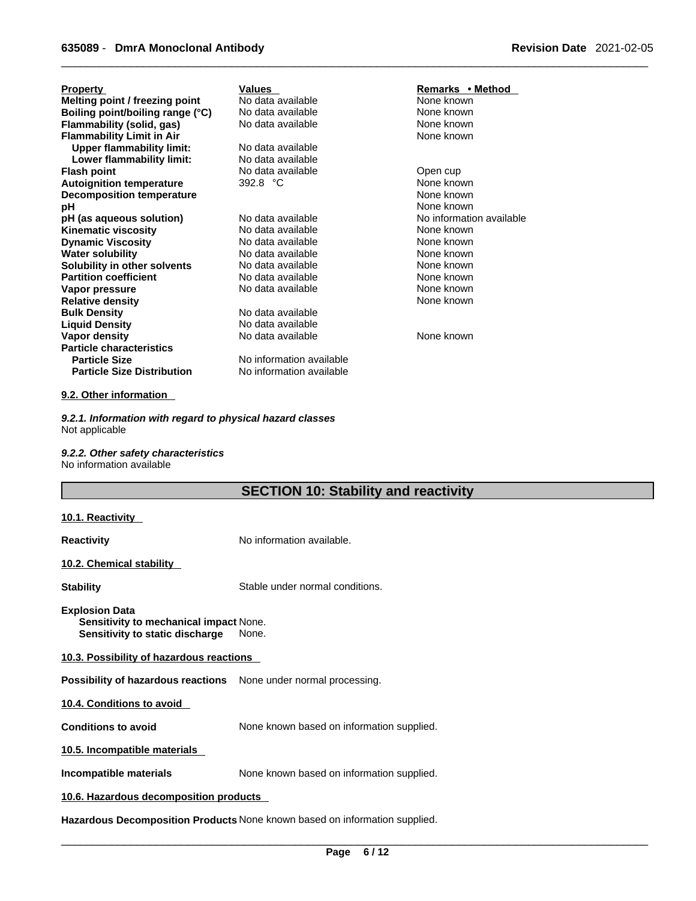| Property | Values | Remarks • Method |
|---|---|---|
| **Melting point / freezing point** | No data available | None known |
| **Boiling point/boiling range (°C)** | No data available | None known |
| **Flammability (solid, gas)** | No data available | None known |
| **Flammability Limit in Air** | | None known |
| **Upper flammability limit:** | No data available | |
| **Lower flammability limit:** | No data available | |
| **Flash point** | No data available | Open cup |
| **Autoignition temperature** | 392.8 °C | None known |
| **Decomposition temperature** | | None known |
| **pH** | | None known |
| **pH (as aqueous solution)** | No data available | No information available |
| **Kinematic viscosity** | No data available | None known |
| **Dynamic Viscosity** | No data available | None known |
| **Water solubility** | No data available | None known |
| **Solubility in other solvents** | No data available | None known |
| **Partition coefficient** | No data available | None known |
| **Vapor pressure** | No data available | None known |
| **Relative density** | | None known |
| **Bulk Density** | No data available | |
| **Liquid Density** | No data available | |
| **Vapor density** | No data available | None known |
| **Particle characteristics** | | |
| **Particle Size** | No information available | |
| **Particle Size Distribution** | No information available | |

**9.2. Other information**

***9.2.1. Information with regard to physical hazard classes***
Not applicable

***9.2.2. Other safety characteristics***
No information available

## SECTION 10: Stability and reactivity

**10.1. Reactivity**

**Reactivity** No information available.

**10.2. Chemical stability**

**Stability** Stable under normal conditions.

**Explosion Data**
**Sensitivity to mechanical impact** None.
**Sensitivity to static discharge** None.

**10.3. Possibility of hazardous reactions**

**Possibility of hazardous reactions** None under normal processing.

**10.4. Conditions to avoid**

**Conditions to avoid** None known based on information supplied.

**10.5. Incompatible materials**

**Incompatible materials** None known based on information supplied.

**10.6. Hazardous decomposition products**

**Hazardous Decomposition Products** None known based on information supplied.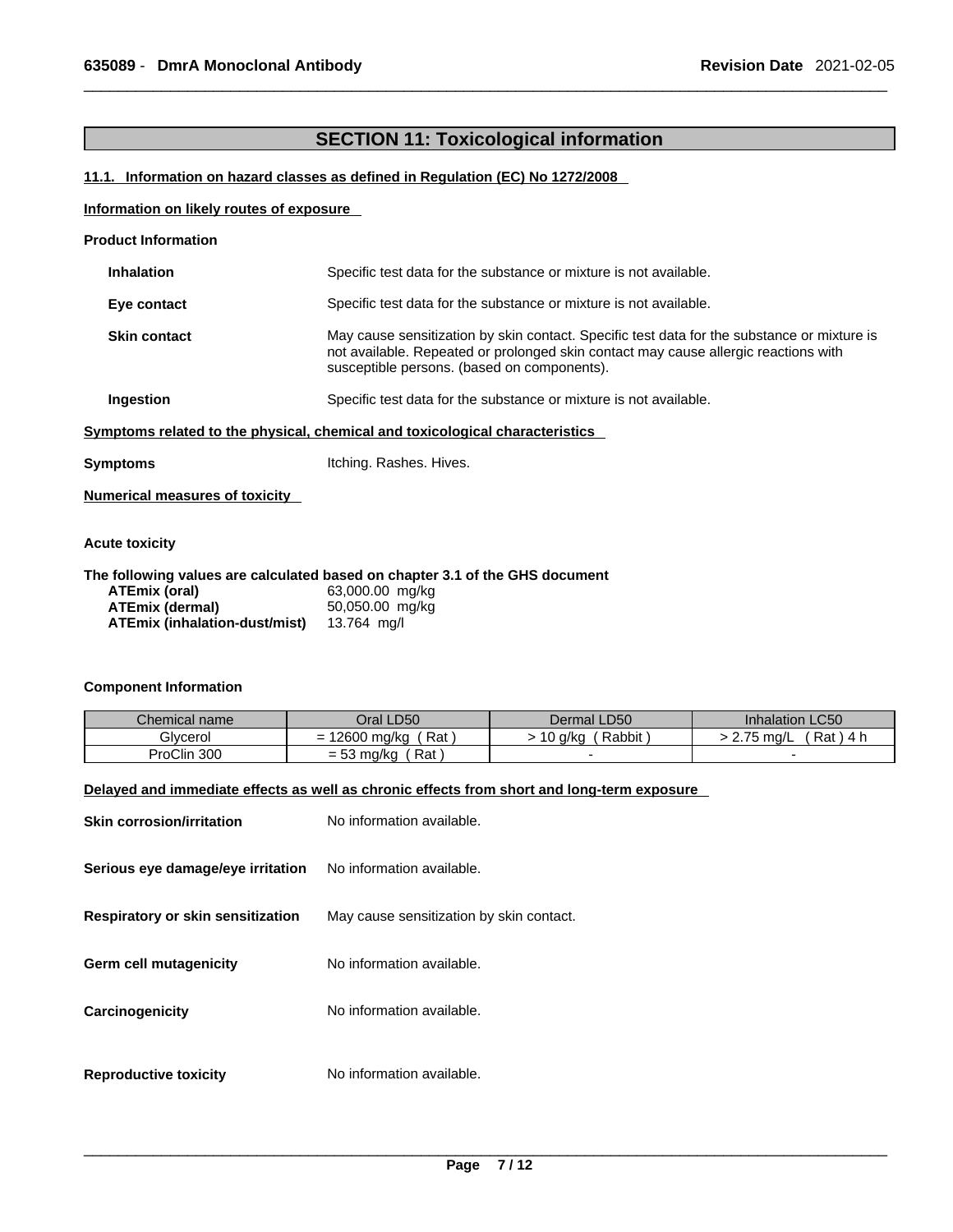## SECTION 11: Toxicological information

### 11.1. Information on hazard classes as defined in Regulation (EC) No 1272/2008

**Information on likely routes of exposure**

**Product Information**

| | |
|---|---|
| **Inhalation** | Specific test data for the substance or mixture is not available. |
| **Eye contact** | Specific test data for the substance or mixture is not available. |
| **Skin contact** | May cause sensitization by skin contact. Specific test data for the substance or mixture is not available. Repeated or prolonged skin contact may cause allergic reactions with susceptible persons. (based on components). |
| **Ingestion** | Specific test data for the substance or mixture is not available. |

**Symptoms related to the physical, chemical and toxicological characteristics**

**Symptoms** Itching. Rashes. Hives.

**Numerical measures of toxicity**

**Acute toxicity**

**The following values are calculated based on chapter 3.1 of the GHS document**

| | |
|---|---|
| **ATEmix (oral)** | 63,000.00 mg/kg |
| **ATEmix (dermal)** | 50,050.00 mg/kg |
| **ATEmix (inhalation-dust/mist)** | 13.764 mg/l |

**Component Information**

| Chemical name | Oral LD50 | Dermal LD50 | Inhalation LC50 |
|---|---|---|---|
| Glycerol | = 12600 mg/kg ( Rat ) | > 10 g/kg ( Rabbit ) | > 2.75 mg/L ( Rat ) 4 h |
| ProClin 300 | = 53 mg/kg ( Rat ) | - | - |

**Delayed and immediate effects as well as chronic effects from short and long-term exposure**

| | |
|---|---|
| **Skin corrosion/irritation** | No information available. |
| **Serious eye damage/eye irritation** | No information available. |
| **Respiratory or skin sensitization** | May cause sensitization by skin contact. |
| **Germ cell mutagenicity** | No information available. |
| **Carcinogenicity** | No information available. |
| **Reproductive toxicity** | No information available. |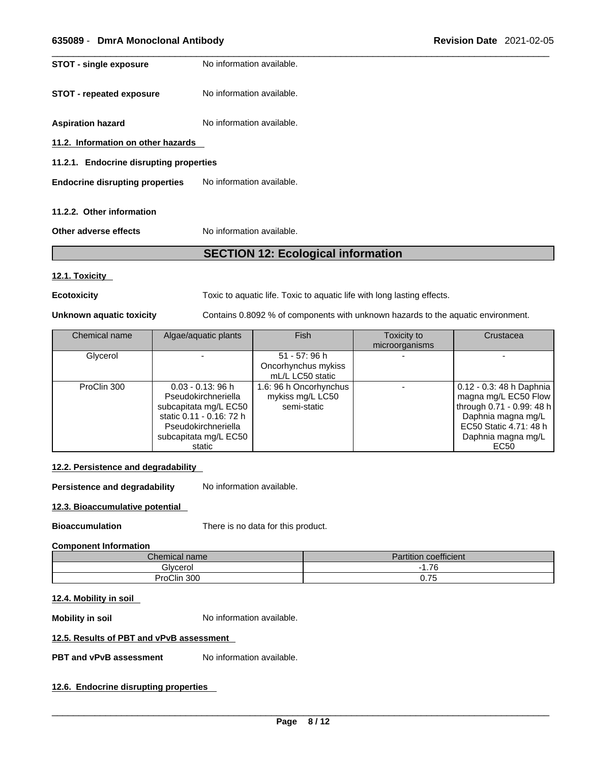**STOT - single exposure** No information available.

**STOT - repeated exposure** No information available.

**Aspiration hazard** No information available.

### 11.2. Information on other hazards

#### 11.2.1. Endocrine disrupting properties

**Endocrine disrupting properties** No information available.

#### 11.2.2. Other information

**Other adverse effects** No information available.

## SECTION 12: Ecological information

### 12.1. Toxicity

**Ecotoxicity** Toxic to aquatic life. Toxic to aquatic life with long lasting effects.

**Unknown aquatic toxicity** Contains 0.8092 % of components with unknown hazards to the aquatic environment.

| Chemical name | Algae/aquatic plants | Fish | Toxicity to microorganisms | Crustacea |
|---|---|---|---|---|
| Glycerol | - | 51 - 57: 96 h Oncorhynchus mykiss mL/L LC50 static | - | - |
| ProClin 300 | 0.03 - 0.13: 96 h Pseudokirchneriella subcapitata mg/L EC50 static 0.11 - 0.16: 72 h Pseudokirchneriella subcapitata mg/L EC50 static | 1.6: 96 h Oncorhynchus mykiss mg/L LC50 semi-static | - | 0.12 - 0.3: 48 h Daphnia magna mg/L EC50 Flow through 0.71 - 0.99: 48 h Daphnia magna mg/L EC50 Static 4.71: 48 h Daphnia magna mg/L EC50 |

### 12.2. Persistence and degradability

**Persistence and degradability** No information available.

### 12.3. Bioaccumulative potential

**Bioaccumulation** There is no data for this product.

**Component Information**

| Chemical name | Partition coefficient |
|---|---|
| Glycerol | -1.76 |
| ProClin 300 | 0.75 |

### 12.4. Mobility in soil

**Mobility in soil** No information available.

### 12.5. Results of PBT and vPvB assessment

**PBT and vPvB assessment** No information available.

### 12.6. Endocrine disrupting properties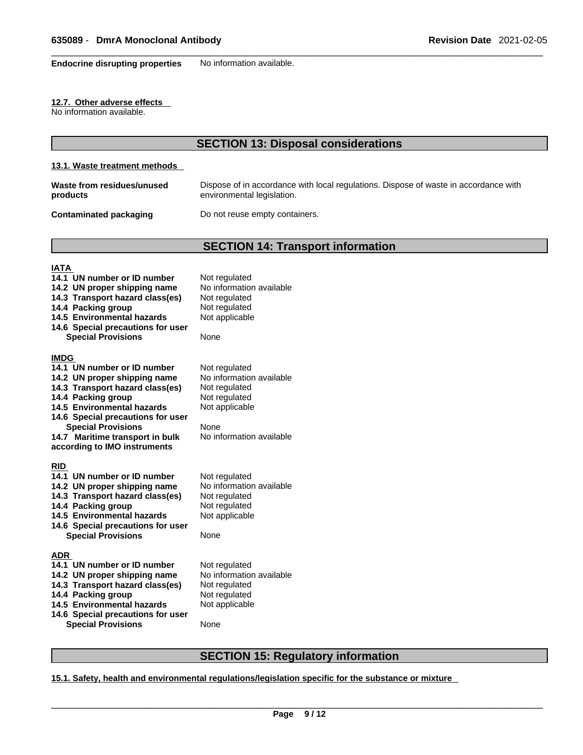**Endocrine disrupting properties** No information available.

**12.7. Other adverse effects**

No information available.

## SECTION 13: Disposal considerations

**13.1. Waste treatment methods**

| | |
|---|---|
| **Waste from residues/unused products** | Dispose of in accordance with local regulations. Dispose of waste in accordance with environmental legislation. |
| **Contaminated packaging** | Do not reuse empty containers. |

## SECTION 14: Transport information

**IATA**

| | |
|---|---|
| **14.1 UN number or ID number** | Not regulated |
| **14.2 UN proper shipping name** | No information available |
| **14.3 Transport hazard class(es)** | Not regulated |
| **14.4 Packing group** | Not regulated |
| **14.5 Environmental hazards** | Not applicable |
| **14.6 Special precautions for user** | |
| **Special Provisions** | None |

**IMDG**

| | |
|---|---|
| **14.1 UN number or ID number** | Not regulated |
| **14.2 UN proper shipping name** | No information available |
| **14.3 Transport hazard class(es)** | Not regulated |
| **14.4 Packing group** | Not regulated |
| **14.5 Environmental hazards** | Not applicable |
| **14.6 Special precautions for user** | |
| **Special Provisions** | None |
| **14.7 Maritime transport in bulk according to IMO instruments** | No information available |

**RID**

| | |
|---|---|
| **14.1 UN number or ID number** | Not regulated |
| **14.2 UN proper shipping name** | No information available |
| **14.3 Transport hazard class(es)** | Not regulated |
| **14.4 Packing group** | Not regulated |
| **14.5 Environmental hazards** | Not applicable |
| **14.6 Special precautions for user** | |
| **Special Provisions** | None |

**ADR**

| | |
|---|---|
| **14.1 UN number or ID number** | Not regulated |
| **14.2 UN proper shipping name** | No information available |
| **14.3 Transport hazard class(es)** | Not regulated |
| **14.4 Packing group** | Not regulated |
| **14.5 Environmental hazards** | Not applicable |
| **14.6 Special precautions for user** | |
| **Special Provisions** | None |

## SECTION 15: Regulatory information

**15.1. Safety, health and environmental regulations/legislation specific for the substance or mixture**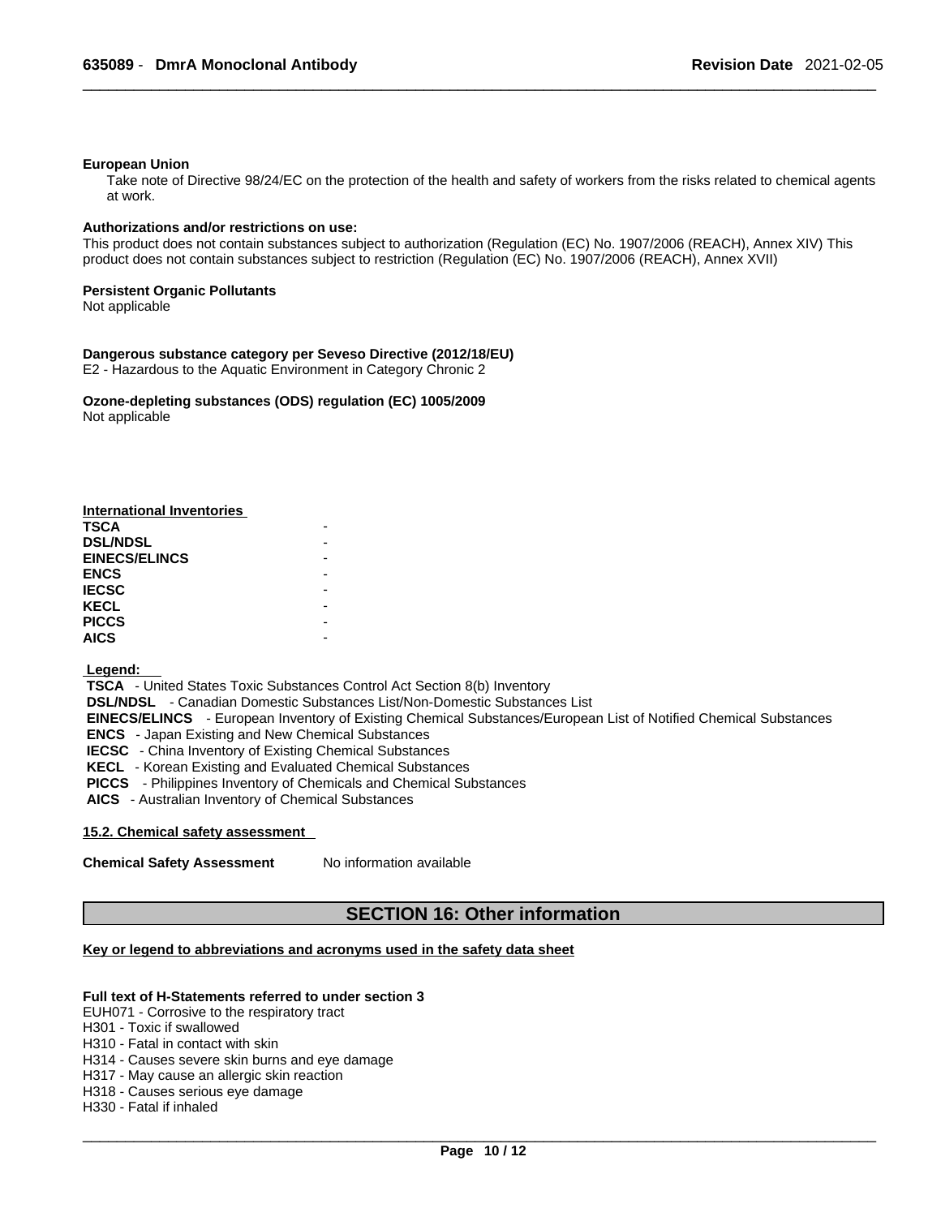**European Union**

Take note of Directive 98/24/EC on the protection of the health and safety of workers from the risks related to chemical agents at work.

**Authorizations and/or restrictions on use:**

This product does not contain substances subject to authorization (Regulation (EC) No. 1907/2006 (REACH), Annex XIV) This product does not contain substances subject to restriction (Regulation (EC) No. 1907/2006 (REACH), Annex XVII)

**Persistent Organic Pollutants**

Not applicable

**Dangerous substance category per Seveso Directive (2012/18/EU)**

E2 - Hazardous to the Aquatic Environment in Category Chronic 2

**Ozone-depleting substances (ODS) regulation (EC) 1005/2009**

Not applicable

**International Inventories**

| | |
|---|---|
| **TSCA** | - |
| **DSL/NDSL** | - |
| **EINECS/ELINCS** | - |
| **ENCS** | - |
| **IECSC** | - |
| **KECL** | - |
| **PICCS** | - |
| **AICS** | - |

**Legend:**

**TSCA** - United States Toxic Substances Control Act Section 8(b) Inventory
**DSL/NDSL** - Canadian Domestic Substances List/Non-Domestic Substances List
**EINECS/ELINCS** - European Inventory of Existing Chemical Substances/European List of Notified Chemical Substances
**ENCS** - Japan Existing and New Chemical Substances
**IECSC** - China Inventory of Existing Chemical Substances
**KECL** - Korean Existing and Evaluated Chemical Substances
**PICCS** - Philippines Inventory of Chemicals and Chemical Substances
**AICS** - Australian Inventory of Chemical Substances

**15.2. Chemical safety assessment**

**Chemical Safety Assessment** No information available

## SECTION 16: Other information

**Key or legend to abbreviations and acronyms used in the safety data sheet**

**Full text of H-Statements referred to under section 3**

EUH071 - Corrosive to the respiratory tract
H301 - Toxic if swallowed
H310 - Fatal in contact with skin
H314 - Causes severe skin burns and eye damage
H317 - May cause an allergic skin reaction
H318 - Causes serious eye damage
H330 - Fatal if inhaled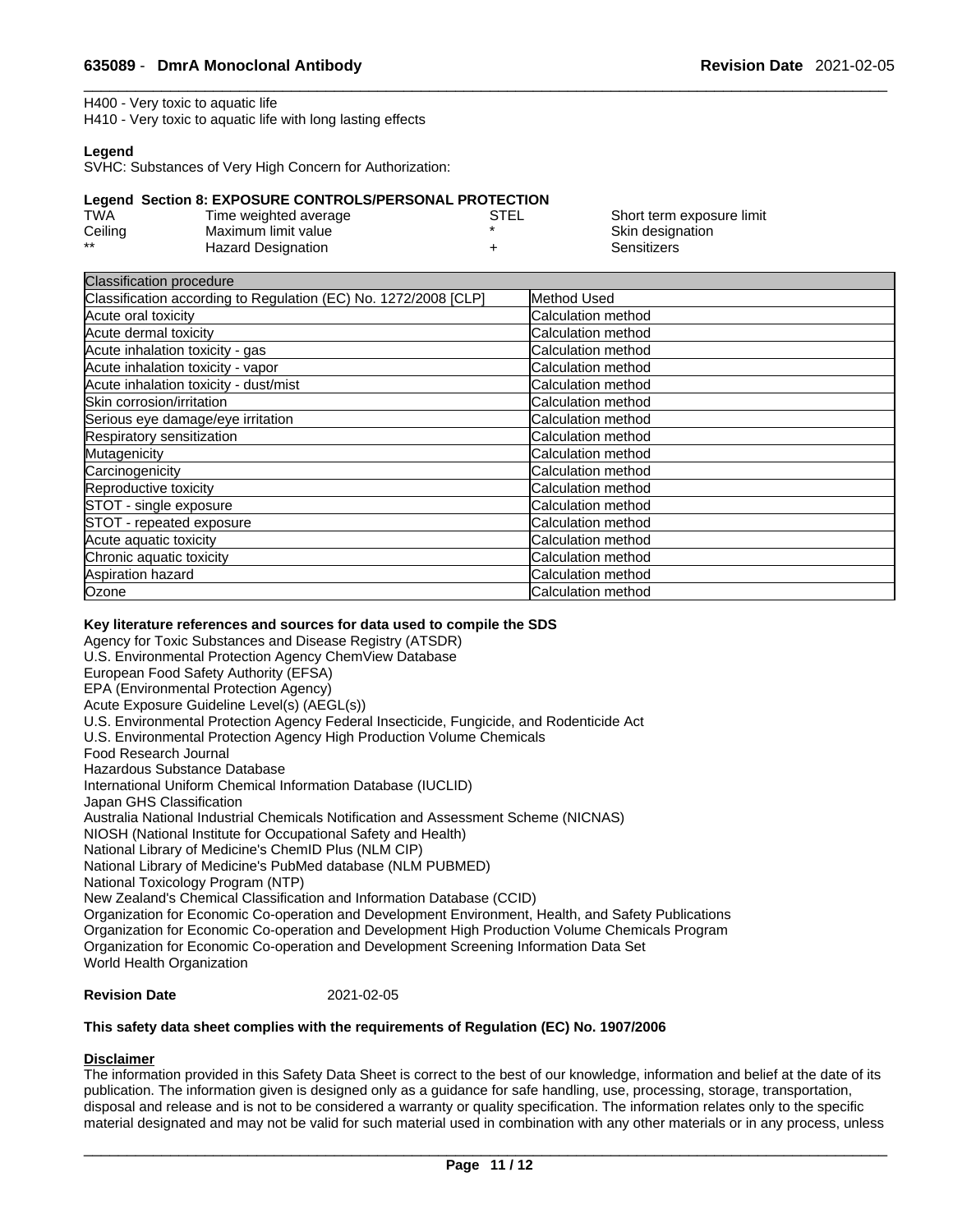H400 - Very toxic to aquatic life
H410 - Very toxic to aquatic life with long lasting effects

**Legend**
SVHC: Substances of Very High Concern for Authorization:

**Legend Section 8: EXPOSURE CONTROLS/PERSONAL PROTECTION**

| | | | |
|---|---|---|---|
| TWA | Time weighted average | STEL | Short term exposure limit |
| Ceiling | Maximum limit value | * | Skin designation |
| ** | Hazard Designation | + | Sensitizers |

| Classification procedure | |
|---|---|
| Classification according to Regulation (EC) No. 1272/2008 [CLP] | Method Used |
| Acute oral toxicity | Calculation method |
| Acute dermal toxicity | Calculation method |
| Acute inhalation toxicity - gas | Calculation method |
| Acute inhalation toxicity - vapor | Calculation method |
| Acute inhalation toxicity - dust/mist | Calculation method |
| Skin corrosion/irritation | Calculation method |
| Serious eye damage/eye irritation | Calculation method |
| Respiratory sensitization | Calculation method |
| Mutagenicity | Calculation method |
| Carcinogenicity | Calculation method |
| Reproductive toxicity | Calculation method |
| STOT - single exposure | Calculation method |
| STOT - repeated exposure | Calculation method |
| Acute aquatic toxicity | Calculation method |
| Chronic aquatic toxicity | Calculation method |
| Aspiration hazard | Calculation method |
| Ozone | Calculation method |

**Key literature references and sources for data used to compile the SDS**
Agency for Toxic Substances and Disease Registry (ATSDR)
U.S. Environmental Protection Agency ChemView Database
European Food Safety Authority (EFSA)
EPA (Environmental Protection Agency)
Acute Exposure Guideline Level(s) (AEGL(s))
U.S. Environmental Protection Agency Federal Insecticide, Fungicide, and Rodenticide Act
U.S. Environmental Protection Agency High Production Volume Chemicals
Food Research Journal
Hazardous Substance Database
International Uniform Chemical Information Database (IUCLID)
Japan GHS Classification
Australia National Industrial Chemicals Notification and Assessment Scheme (NICNAS)
NIOSH (National Institute for Occupational Safety and Health)
National Library of Medicine's ChemID Plus (NLM CIP)
National Library of Medicine's PubMed database (NLM PUBMED)
National Toxicology Program (NTP)
New Zealand's Chemical Classification and Information Database (CCID)
Organization for Economic Co-operation and Development Environment, Health, and Safety Publications
Organization for Economic Co-operation and Development High Production Volume Chemicals Program
Organization for Economic Co-operation and Development Screening Information Data Set
World Health Organization

**Revision Date** 2021-02-05

**This safety data sheet complies with the requirements of Regulation (EC) No. 1907/2006**

**Disclaimer**
The information provided in this Safety Data Sheet is correct to the best of our knowledge, information and belief at the date of its publication. The information given is designed only as a guidance for safe handling, use, processing, storage, transportation, disposal and release and is not to be considered a warranty or quality specification. The information relates only to the specific material designated and may not be valid for such material used in combination with any other materials or in any process, unless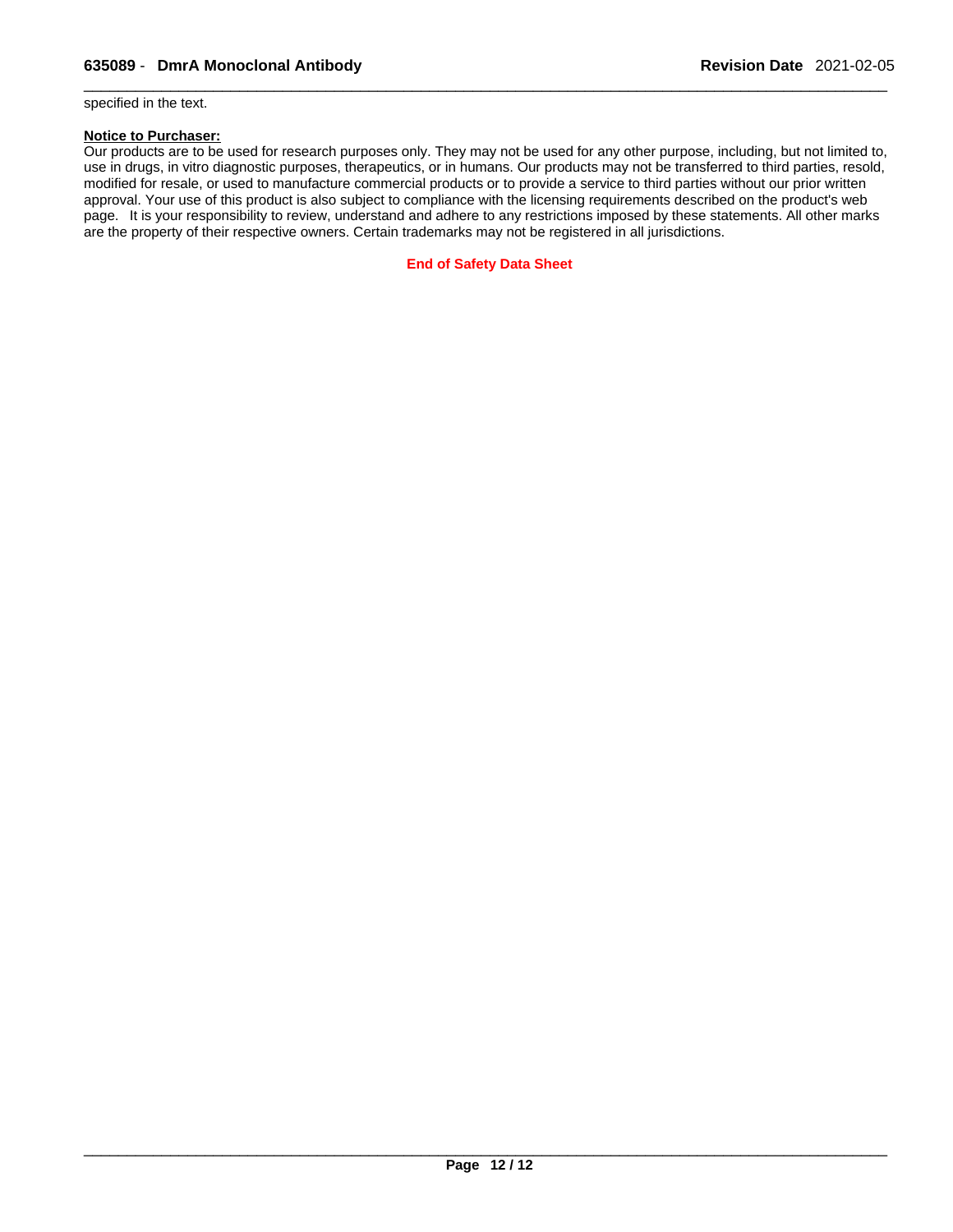specified in the text.

**Notice to Purchaser:**

Our products are to be used for research purposes only. They may not be used for any other purpose, including, but not limited to, use in drugs, in vitro diagnostic purposes, therapeutics, or in humans. Our products may not be transferred to third parties, resold, modified for resale, or used to manufacture commercial products or to provide a service to third parties without our prior written approval. Your use of this product is also subject to compliance with the licensing requirements described on the product's web page. It is your responsibility to review, understand and adhere to any restrictions imposed by these statements. All other marks are the property of their respective owners. Certain trademarks may not be registered in all jurisdictions.

**End of Safety Data Sheet**